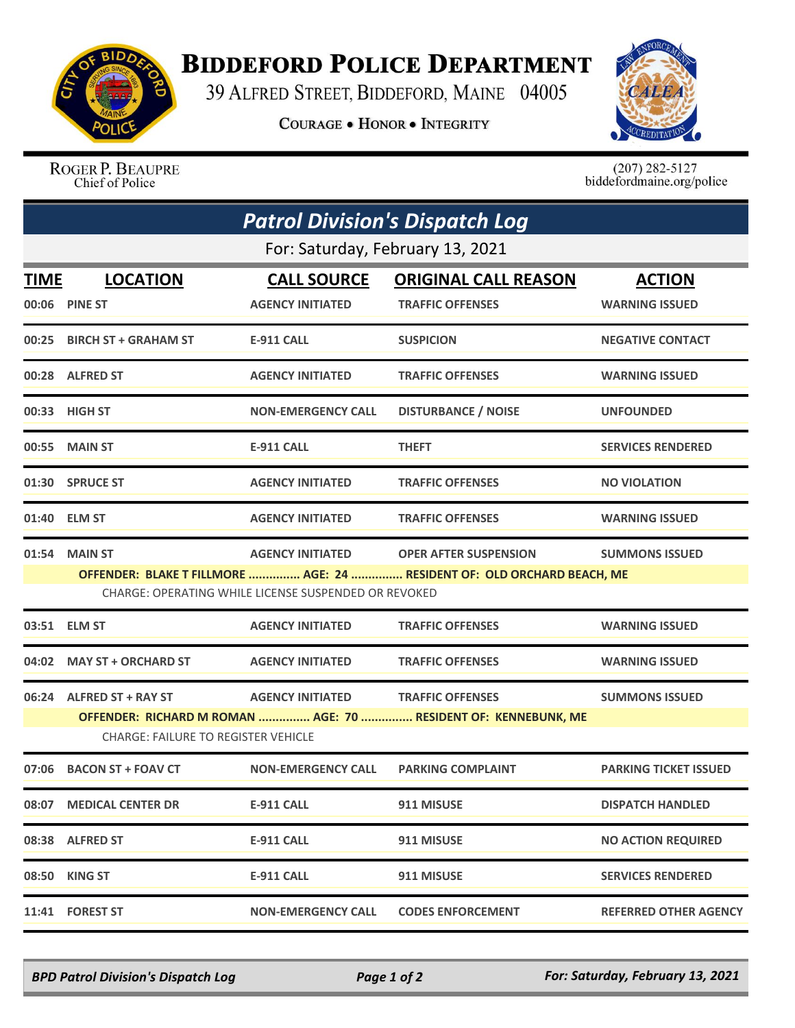# Biddeford Police Department

39 Alfred Street, Biddeford, Maine 04005

Courage • Honor • Integrity

Roger P. Beaupre
Chief of Police

(207) 282-5127
biddefordmaine.org/police

## Patrol Division's Dispatch Log

For: Saturday, February 13, 2021

| TIME | LOCATION | CALL SOURCE | ORIGINAL CALL REASON | ACTION |
|---|---|---|---|---|
| 00:06 | PINE ST | AGENCY INITIATED | TRAFFIC OFFENSES | WARNING ISSUED |
| 00:25 | BIRCH ST + GRAHAM ST | E-911 CALL | SUSPICION | NEGATIVE CONTACT |
| 00:28 | ALFRED ST | AGENCY INITIATED | TRAFFIC OFFENSES | WARNING ISSUED |
| 00:33 | HIGH ST | NON-EMERGENCY CALL | DISTURBANCE / NOISE | UNFOUNDED |
| 00:55 | MAIN ST | E-911 CALL | THEFT | SERVICES RENDERED |
| 01:30 | SPRUCE ST | AGENCY INITIATED | TRAFFIC OFFENSES | NO VIOLATION |
| 01:40 | ELM ST | AGENCY INITIATED | TRAFFIC OFFENSES | WARNING ISSUED |
| 01:54 | MAIN ST | AGENCY INITIATED | OPER AFTER SUSPENSION | SUMMONS ISSUED |
| | OFFENDER: BLAKE T FILLMORE ............... AGE: 24 ............... RESIDENT OF: OLD ORCHARD BEACH, ME | | | |
| | CHARGE: OPERATING WHILE LICENSE SUSPENDED OR REVOKED | | | |
| 03:51 | ELM ST | AGENCY INITIATED | TRAFFIC OFFENSES | WARNING ISSUED |
| 04:02 | MAY ST + ORCHARD ST | AGENCY INITIATED | TRAFFIC OFFENSES | WARNING ISSUED |
| 06:24 | ALFRED ST + RAY ST | AGENCY INITIATED | TRAFFIC OFFENSES | SUMMONS ISSUED |
| | OFFENDER: RICHARD M ROMAN ............... AGE: 70 ............... RESIDENT OF: KENNEBUNK, ME | | | |
| | CHARGE: FAILURE TO REGISTER VEHICLE | | | |
| 07:06 | BACON ST + FOAV CT | NON-EMERGENCY CALL | PARKING COMPLAINT | PARKING TICKET ISSUED |
| 08:07 | MEDICAL CENTER DR | E-911 CALL | 911 MISUSE | DISPATCH HANDLED |
| 08:38 | ALFRED ST | E-911 CALL | 911 MISUSE | NO ACTION REQUIRED |
| 08:50 | KING ST | E-911 CALL | 911 MISUSE | SERVICES RENDERED |
| 11:41 | FOREST ST | NON-EMERGENCY CALL | CODES ENFORCEMENT | REFERRED OTHER AGENCY |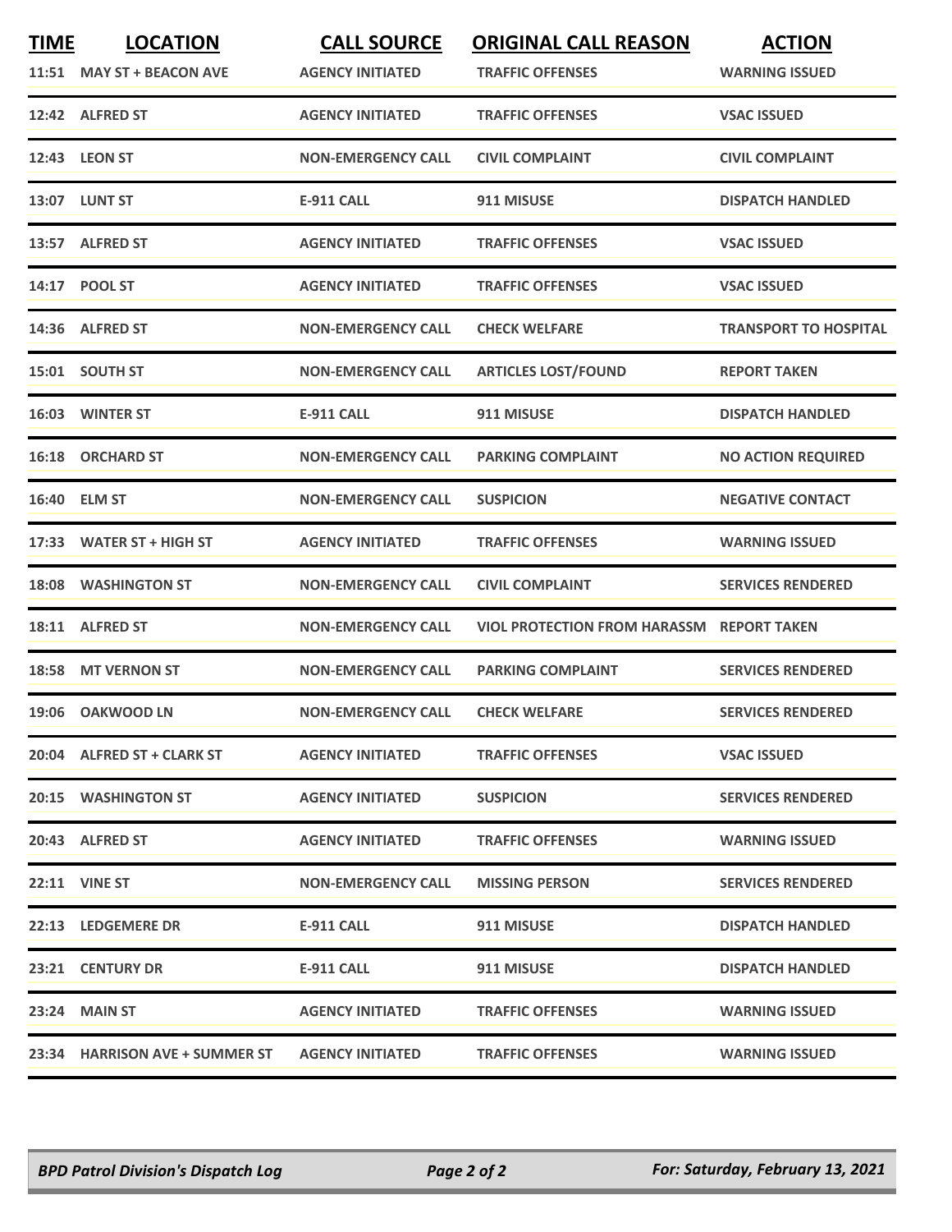| TIME | LOCATION | CALL SOURCE | ORIGINAL CALL REASON | ACTION |
|---|---|---|---|---|
| 11:51 | MAY ST + BEACON AVE | AGENCY INITIATED | TRAFFIC OFFENSES | WARNING ISSUED |
| 12:42 | ALFRED ST | AGENCY INITIATED | TRAFFIC OFFENSES | VSAC ISSUED |
| 12:43 | LEON ST | NON-EMERGENCY CALL | CIVIL COMPLAINT | CIVIL COMPLAINT |
| 13:07 | LUNT ST | E-911 CALL | 911 MISUSE | DISPATCH HANDLED |
| 13:57 | ALFRED ST | AGENCY INITIATED | TRAFFIC OFFENSES | VSAC ISSUED |
| 14:17 | POOL ST | AGENCY INITIATED | TRAFFIC OFFENSES | VSAC ISSUED |
| 14:36 | ALFRED ST | NON-EMERGENCY CALL | CHECK WELFARE | TRANSPORT TO HOSPITAL |
| 15:01 | SOUTH ST | NON-EMERGENCY CALL | ARTICLES LOST/FOUND | REPORT TAKEN |
| 16:03 | WINTER ST | E-911 CALL | 911 MISUSE | DISPATCH HANDLED |
| 16:18 | ORCHARD ST | NON-EMERGENCY CALL | PARKING COMPLAINT | NO ACTION REQUIRED |
| 16:40 | ELM ST | NON-EMERGENCY CALL | SUSPICION | NEGATIVE CONTACT |
| 17:33 | WATER ST + HIGH ST | AGENCY INITIATED | TRAFFIC OFFENSES | WARNING ISSUED |
| 18:08 | WASHINGTON ST | NON-EMERGENCY CALL | CIVIL COMPLAINT | SERVICES RENDERED |
| 18:11 | ALFRED ST | NON-EMERGENCY CALL | VIOL PROTECTION FROM HARASSM | REPORT TAKEN |
| 18:58 | MT VERNON ST | NON-EMERGENCY CALL | PARKING COMPLAINT | SERVICES RENDERED |
| 19:06 | OAKWOOD LN | NON-EMERGENCY CALL | CHECK WELFARE | SERVICES RENDERED |
| 20:04 | ALFRED ST + CLARK ST | AGENCY INITIATED | TRAFFIC OFFENSES | VSAC ISSUED |
| 20:15 | WASHINGTON ST | AGENCY INITIATED | SUSPICION | SERVICES RENDERED |
| 20:43 | ALFRED ST | AGENCY INITIATED | TRAFFIC OFFENSES | WARNING ISSUED |
| 22:11 | VINE ST | NON-EMERGENCY CALL | MISSING PERSON | SERVICES RENDERED |
| 22:13 | LEDGEMERE DR | E-911 CALL | 911 MISUSE | DISPATCH HANDLED |
| 23:21 | CENTURY DR | E-911 CALL | 911 MISUSE | DISPATCH HANDLED |
| 23:24 | MAIN ST | AGENCY INITIATED | TRAFFIC OFFENSES | WARNING ISSUED |
| 23:34 | HARRISON AVE + SUMMER ST | AGENCY INITIATED | TRAFFIC OFFENSES | WARNING ISSUED |

*BPD Patrol Division's Dispatch Log* — *For: Saturday, February 13, 2021*